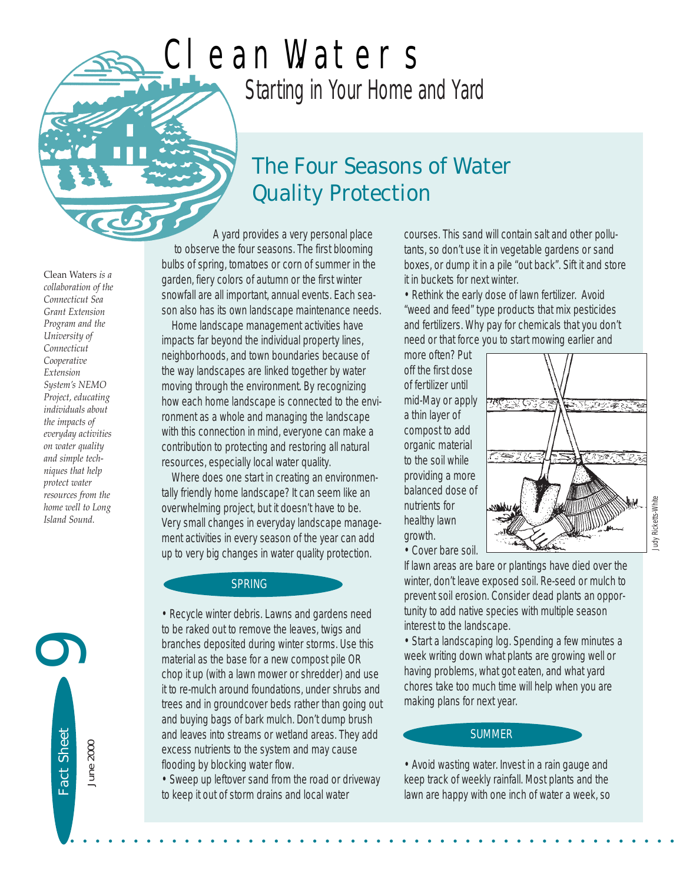# Clean Waters

## Starting in Your Home and Yard

*Clean Waters is a collaboration of the Connecticut Sea Grant Extension Program and the University of Connecticut Cooperative Extension System's NEMO Project, educating individuals about the impacts of everyday activities on water quality and simple techniques that help protect water resources from the home well to Long Island Sound.*

Fact Sheet 9

June 2000

## The Four Seasons of Water Quality Protection

A yard provides a very personal place to observe the four seasons. The first blooming bulbs of spring, tomatoes or corn of summer in the garden, fiery colors of autumn or the first winter snowfall are all important, annual events. Each season also has its own landscape maintenance needs.

Home landscape management activities have impacts far beyond the individual property lines, neighborhoods, and town boundaries because of the way landscapes are linked together by water moving through the environment. By recognizing how each home landscape is connected to the environment as a whole and managing the landscape with this connection in mind, everyone can make a contribution to protecting and restoring all natural resources, especially local water quality.

Where does one start in creating an environmentally friendly home landscape? It can seem like an overwhelming project, but it doesn't have to be. Very small changes in everyday landscape management activities in every season of the year can add up to very big changes in water quality protection.

### SPRING

• Recycle winter debris. Lawns and gardens need to be raked out to remove the leaves, twigs and branches deposited during winter storms. Use this material as the base for a new compost pile OR chop it up (with a lawn mower or shredder) and use it to re-mulch around foundations, under shrubs and trees and in groundcover beds rather than going out and buying bags of bark mulch. Don't dump brush and leaves into streams or wetland areas. They add excess nutrients to the system and may cause flooding by blocking water flow.

• Sweep up leftover sand from the road or driveway to keep it out of storm drains and local water courses. This sand will contain salt and other pollutants, so don't use it in vegetable gardens or sand boxes, or dump it in a pile "out back". Sift it and store it in buckets for next winter.

• Rethink the early dose of lawn fertilizer. Avoid "weed and feed" type products that mix pesticides and fertilizers. Why pay for chemicals that you don't need or that force you to start mowing earlier and more often? Put off the first dose of fertilizer until mid-May or apply a thin layer of compost to add organic material to the soil while providing a more balanced dose of nutrients for healthy lawn growth.

Judy Ricketts-White

• Cover bare soil. If lawn areas are bare or plantings have died over the winter, don't leave exposed soil. Re-seed or mulch to prevent soil erosion. Consider dead plants an opportunity to add native species with multiple season interest to the landscape.

• Start a landscaping log. Spending a few minutes a week writing down what plants are growing well or having problems, what got eaten, and what yard chores take too much time will help when you are making plans for next year.

### SUMMER

• Avoid wasting water. Invest in a rain gauge and keep track of weekly rainfall. Most plants and the lawn are happy with one inch of water a week, so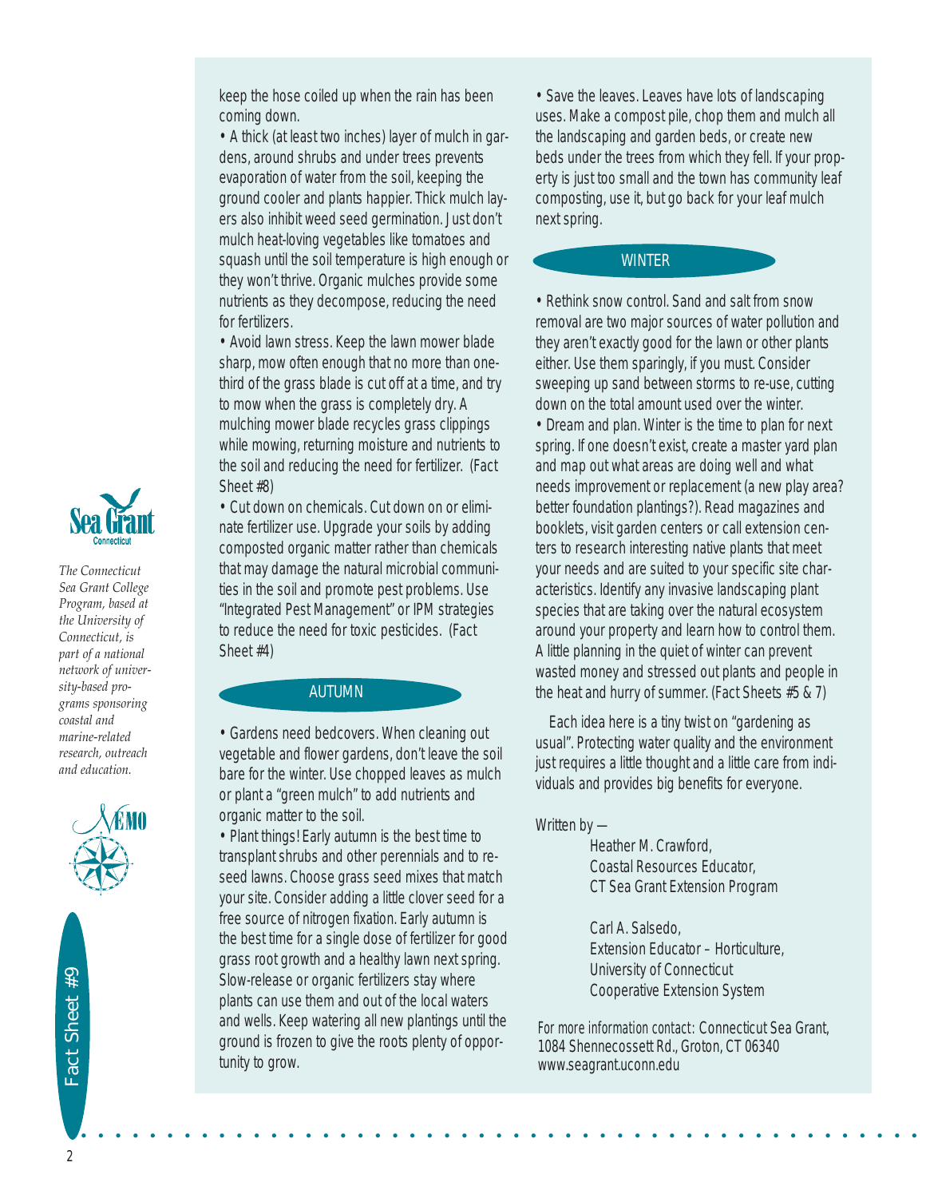keep the hose coiled up when the rain has been coming down.

• A thick (at least two inches) layer of mulch in gardens, around shrubs and under trees prevents evaporation of water from the soil, keeping the ground cooler and plants happier. Thick mulch layers also inhibit weed seed germination. Just don't mulch heat-loving vegetables like tomatoes and squash until the soil temperature is high enough or they won't thrive. Organic mulches provide some nutrients as they decompose, reducing the need for fertilizers.

• Avoid lawn stress. Keep the lawn mower blade sharp, mow often enough that no more than one-third of the grass blade is cut off at a time, and try to mow when the grass is completely dry. A mulching mower blade recycles grass clippings while mowing, returning moisture and nutrients to the soil and reducing the need for fertilizer. (Fact Sheet #8)

• Cut down on chemicals. Cut down on or eliminate fertilizer use. Upgrade your soils by adding composted organic matter rather than chemicals that may damage the natural microbial communities in the soil and promote pest problems. Use "Integrated Pest Management" or IPM strategies to reduce the need for toxic pesticides. (Fact Sheet #4)

## AUTUMN

• Gardens need bedcovers. When cleaning out vegetable and flower gardens, don't leave the soil bare for the winter. Use chopped leaves as mulch or plant a "green mulch" to add nutrients and organic matter to the soil.

• Plant things! Early autumn is the best time to transplant shrubs and other perennials and to re-seed lawns. Choose grass seed mixes that match your site. Consider adding a little clover seed for a free source of nitrogen fixation. Early autumn is the best time for a single dose of fertilizer for good grass root growth and a healthy lawn next spring. Slow-release or organic fertilizers stay where plants can use them and out of the local waters and wells. Keep watering all new plantings until the ground is frozen to give the roots plenty of opportunity to grow.

• Save the leaves. Leaves have lots of landscaping uses. Make a compost pile, chop them and mulch all the landscaping and garden beds, or create new beds under the trees from which they fell. If your property is just too small and the town has community leaf composting, use it, but go back for your leaf mulch next spring.

## WINTER

• Rethink snow control. Sand and salt from snow removal are two major sources of water pollution and they aren't exactly good for the lawn or other plants either. Use them sparingly, if you must. Consider sweeping up sand between storms to re-use, cutting down on the total amount used over the winter.

• Dream and plan. Winter is the time to plan for next spring. If one doesn't exist, create a master yard plan and map out what areas are doing well and what needs improvement or replacement (a new play area? better foundation plantings?). Read magazines and booklets, visit garden centers or call extension centers to research interesting native plants that meet your needs and are suited to your specific site characteristics. Identify any invasive landscaping plant species that are taking over the natural ecosystem around your property and learn how to control them. A little planning in the quiet of winter can prevent wasted money and stressed out plants and people in the heat and hurry of summer. (Fact Sheets #5 & 7)

Each idea here is a tiny twist on "gardening as usual". Protecting water quality and the environment just requires a little thought and a little care from individuals and provides big benefits for everyone.

Written by —

Heather M. Crawford,
Coastal Resources Educator,
CT Sea Grant Extension Program

Carl A. Salsedo,
Extension Educator – Horticulture,
University of Connecticut
Cooperative Extension System

For more information contact: Connecticut Sea Grant, 1084 Shennecossett Rd., Groton, CT 06340
www.seagrant.uconn.edu

Sea Grant Connecticut

*The Connecticut Sea Grant College Program, based at the University of Connecticut, is part of a national network of university-based programs sponsoring coastal and marine-related research, outreach and education.*

NEMO

Fact Sheet #9